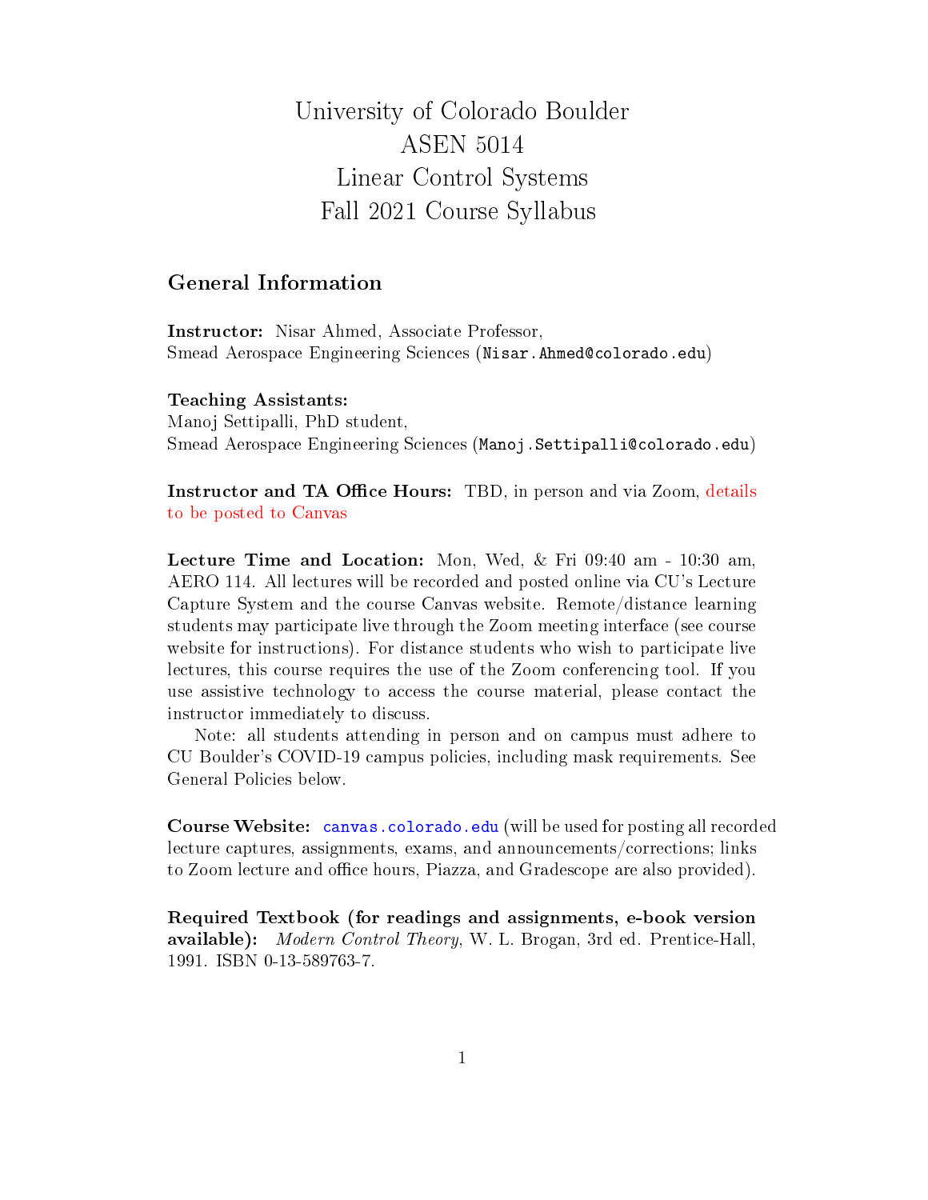# University of Colorado Boulder
# ASEN 5014
# Linear Control Systems
# Fall 2021 Course Syllabus

## General Information

**Instructor:** Nisar Ahmed, Associate Professor,
Smead Aerospace Engineering Sciences (Nisar.Ahmed@colorado.edu)

**Teaching Assistants:**
Manoj Settipalli, PhD student,
Smead Aerospace Engineering Sciences (Manoj.Settipalli@colorado.edu)

**Instructor and TA Office Hours:** TBD, in person and via Zoom, details to be posted to Canvas

**Lecture Time and Location:** Mon, Wed, & Fri 09:40 am - 10:30 am, AERO 114. All lectures will be recorded and posted online via CU's Lecture Capture System and the course Canvas website. Remote/distance learning students may participate live through the Zoom meeting interface (see course website for instructions). For distance students who wish to participate live lectures, this course requires the use of the Zoom conferencing tool. If you use assistive technology to access the course material, please contact the instructor immediately to discuss.

Note: all students attending in person and on campus must adhere to CU Boulder's COVID-19 campus policies, including mask requirements. See General Policies below.

**Course Website:** canvas.colorado.edu (will be used for posting all recorded lecture captures, assignments, exams, and announcements/corrections; links to Zoom lecture and office hours, Piazza, and Gradescope are also provided).

**Required Textbook (for readings and assignments, e-book version available):** *Modern Control Theory*, W. L. Brogan, 3rd ed. Prentice-Hall, 1991. ISBN 0-13-589763-7.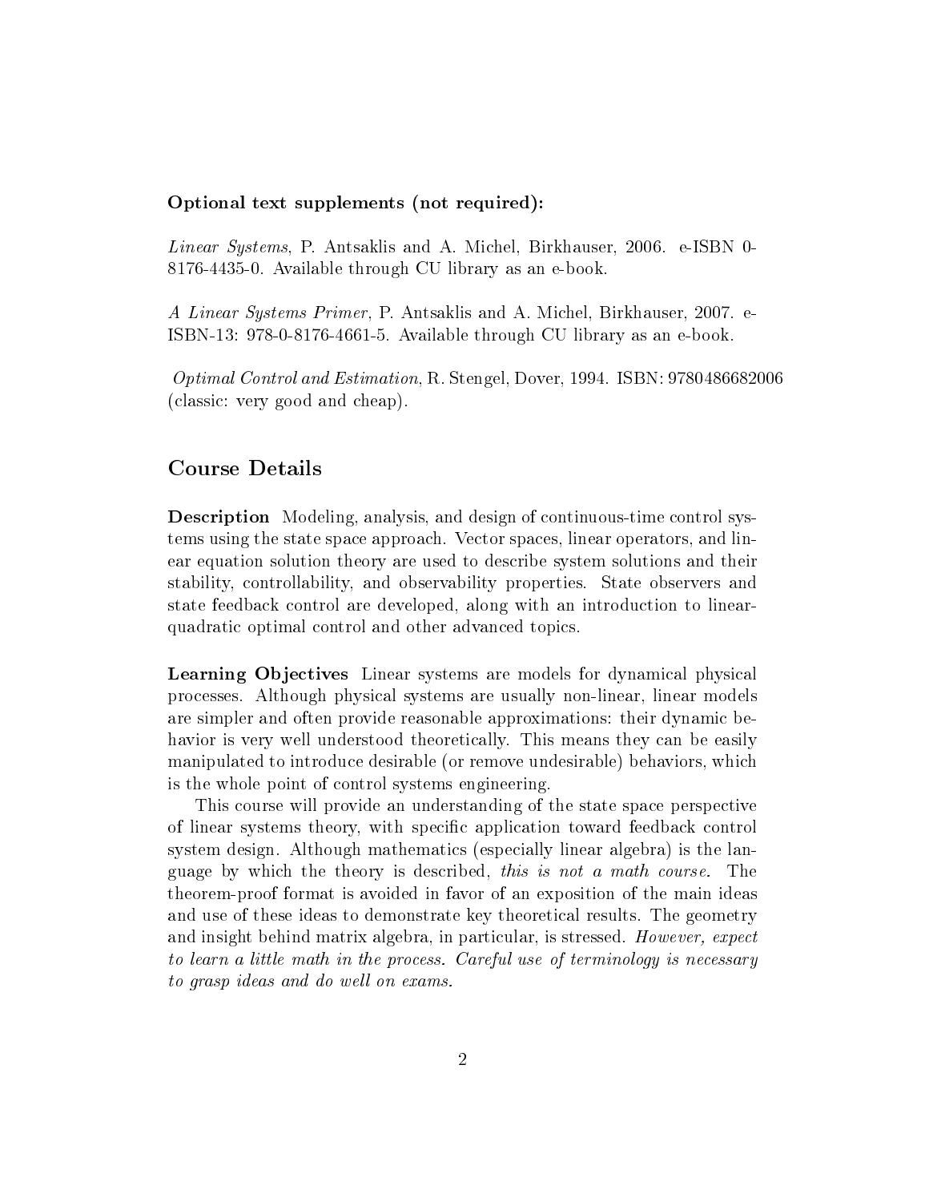**Optional text supplements (not required):**

*Linear Systems*, P. Antsaklis and A. Michel, Birkhauser, 2006. e-ISBN 0-8176-4435-0. Available through CU library as an e-book.

*A Linear Systems Primer*, P. Antsaklis and A. Michel, Birkhauser, 2007. e-ISBN-13: 978-0-8176-4661-5. Available through CU library as an e-book.

*Optimal Control and Estimation*, R. Stengel, Dover, 1994. ISBN: 9780486682006 (classic: very good and cheap).

## Course Details

**Description** Modeling, analysis, and design of continuous-time control systems using the state space approach. Vector spaces, linear operators, and linear equation solution theory are used to describe system solutions and their stability, controllability, and observability properties. State observers and state feedback control are developed, along with an introduction to linear-quadratic optimal control and other advanced topics.

**Learning Objectives** Linear systems are models for dynamical physical processes. Although physical systems are usually non-linear, linear models are simpler and often provide reasonable approximations: their dynamic behavior is very well understood theoretically. This means they can be easily manipulated to introduce desirable (or remove undesirable) behaviors, which is the whole point of control systems engineering.

This course will provide an understanding of the state space perspective of linear systems theory, with specific application toward feedback control system design. Although mathematics (especially linear algebra) is the language by which the theory is described, *this is not a math course.* The theorem-proof format is avoided in favor of an exposition of the main ideas and use of these ideas to demonstrate key theoretical results. The geometry and insight behind matrix algebra, in particular, is stressed. *However, expect to learn a little math in the process. Careful use of terminology is necessary to grasp ideas and do well on exams.*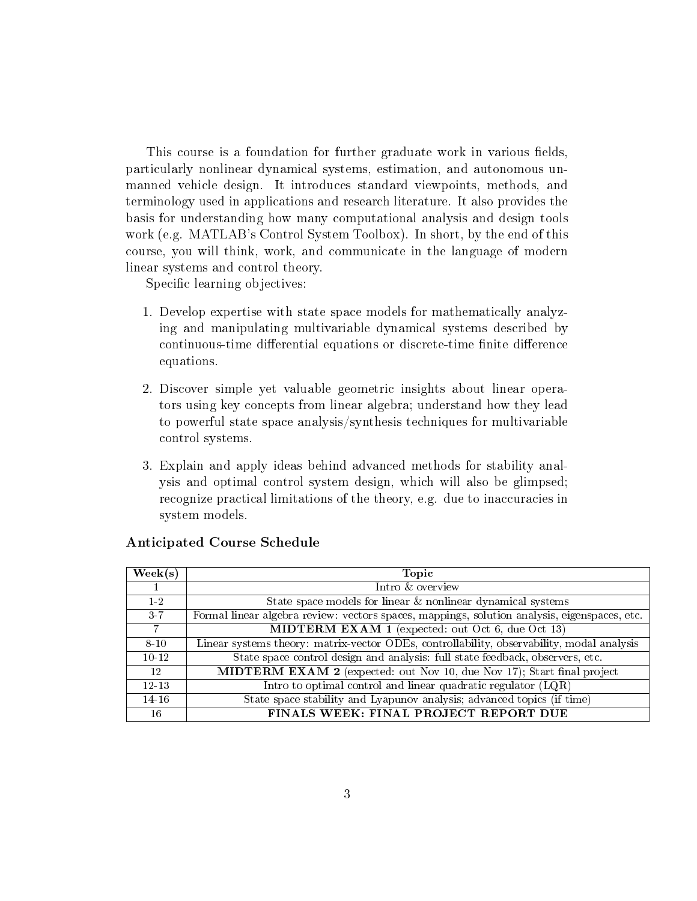This course is a foundation for further graduate work in various fields, particularly nonlinear dynamical systems, estimation, and autonomous unmanned vehicle design. It introduces standard viewpoints, methods, and terminology used in applications and research literature. It also provides the basis for understanding how many computational analysis and design tools work (e.g. MATLAB's Control System Toolbox). In short, by the end of this course, you will think, work, and communicate in the language of modern linear systems and control theory.

Specific learning objectives:

1. Develop expertise with state space models for mathematically analyzing and manipulating multivariable dynamical systems described by continuous-time differential equations or discrete-time finite difference equations.

2. Discover simple yet valuable geometric insights about linear operators using key concepts from linear algebra; understand how they lead to powerful state space analysis/synthesis techniques for multivariable control systems.

3. Explain and apply ideas behind advanced methods for stability analysis and optimal control system design, which will also be glimpsed; recognize practical limitations of the theory, e.g. due to inaccuracies in system models.

### Anticipated Course Schedule

| Week(s) | Topic |
|---|---|
| 1 | Intro & overview |
| 1-2 | State space models for linear & nonlinear dynamical systems |
| 3-7 | Formal linear algebra review: vectors spaces, mappings, solution analysis, eigenspaces, etc. |
| 7 | **MIDTERM EXAM 1** (expected: out Oct 6, due Oct 13) |
| 8-10 | Linear systems theory: matrix-vector ODEs, controllability, observability, modal analysis |
| 10-12 | State space control design and analysis: full state feedback, observers, etc. |
| 12 | **MIDTERM EXAM 2** (expected: out Nov 10, due Nov 17); Start final project |
| 12-13 | Intro to optimal control and linear quadratic regulator (LQR) |
| 14-16 | State space stability and Lyapunov analysis; advanced topics (if time) |
| 16 | **FINALS WEEK: FINAL PROJECT REPORT DUE** |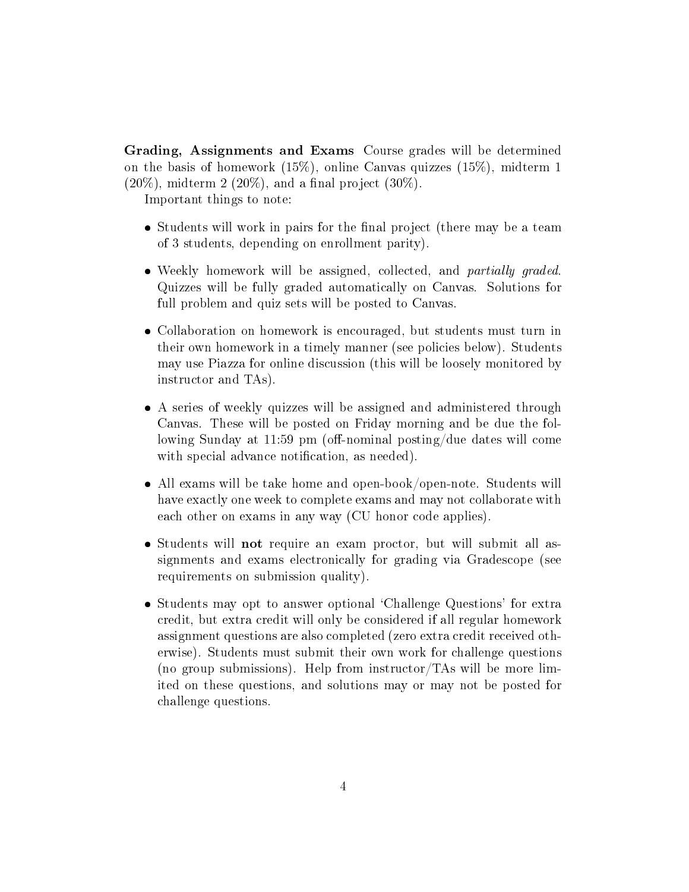**Grading, Assignments and Exams** Course grades will be determined on the basis of homework (15%), online Canvas quizzes (15%), midterm 1 (20%), midterm 2 (20%), and a final project (30%).

Important things to note:

- Students will work in pairs for the final project (there may be a team of 3 students, depending on enrollment parity).
- Weekly homework will be assigned, collected, and *partially graded*. Quizzes will be fully graded automatically on Canvas. Solutions for full problem and quiz sets will be posted to Canvas.
- Collaboration on homework is encouraged, but students must turn in their own homework in a timely manner (see policies below). Students may use Piazza for online discussion (this will be loosely monitored by instructor and TAs).
- A series of weekly quizzes will be assigned and administered through Canvas. These will be posted on Friday morning and be due the following Sunday at 11:59 pm (off-nominal posting/due dates will come with special advance notification, as needed).
- All exams will be take home and open-book/open-note. Students will have exactly one week to complete exams and may not collaborate with each other on exams in any way (CU honor code applies).
- Students will **not** require an exam proctor, but will submit all assignments and exams electronically for grading via Gradescope (see requirements on submission quality).
- Students may opt to answer optional 'Challenge Questions' for extra credit, but extra credit will only be considered if all regular homework assignment questions are also completed (zero extra credit received otherwise). Students must submit their own work for challenge questions (no group submissions). Help from instructor/TAs will be more limited on these questions, and solutions may or may not be posted for challenge questions.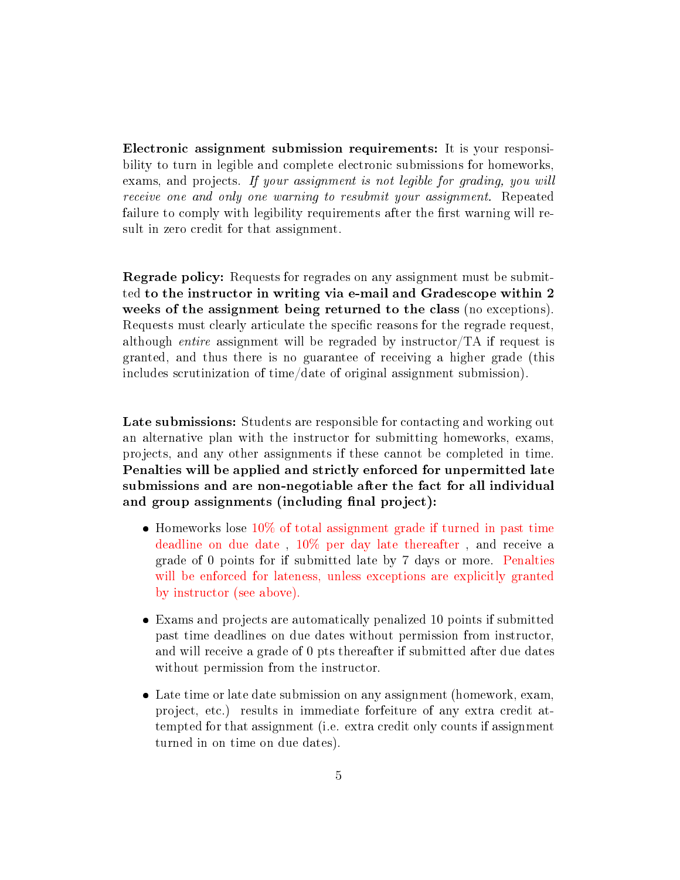**Electronic assignment submission requirements:** It is your responsibility to turn in legible and complete electronic submissions for homeworks, exams, and projects. *If your assignment is not legible for grading, you will receive one and only one warning to resubmit your assignment.* Repeated failure to comply with legibility requirements after the first warning will result in zero credit for that assignment.

**Regrade policy:** Requests for regrades on any assignment must be submitted **to the instructor in writing via e-mail and Gradescope within 2 weeks of the assignment being returned to the class** (no exceptions). Requests must clearly articulate the specific reasons for the regrade request, although *entire* assignment will be regraded by instructor/TA if request is granted, and thus there is no guarantee of receiving a higher grade (this includes scrutinization of time/date of original assignment submission).

**Late submissions:** Students are responsible for contacting and working out an alternative plan with the instructor for submitting homeworks, exams, projects, and any other assignments if these cannot be completed in time. **Penalties will be applied and strictly enforced for unpermitted late submissions and are non-negotiable after the fact for all individual and group assignments (including final project):**

- Homeworks lose 10% of total assignment grade if turned in past time deadline on due date , 10% per day late thereafter , and receive a grade of 0 points for if submitted late by 7 days or more. Penalties will be enforced for lateness, unless exceptions are explicitly granted by instructor (see above).
- Exams and projects are automatically penalized 10 points if submitted past time deadlines on due dates without permission from instructor, and will receive a grade of 0 pts thereafter if submitted after due dates without permission from the instructor.
- Late time or late date submission on any assignment (homework, exam, project, etc.) results in immediate forfeiture of any extra credit attempted for that assignment (i.e. extra credit only counts if assignment turned in on time on due dates).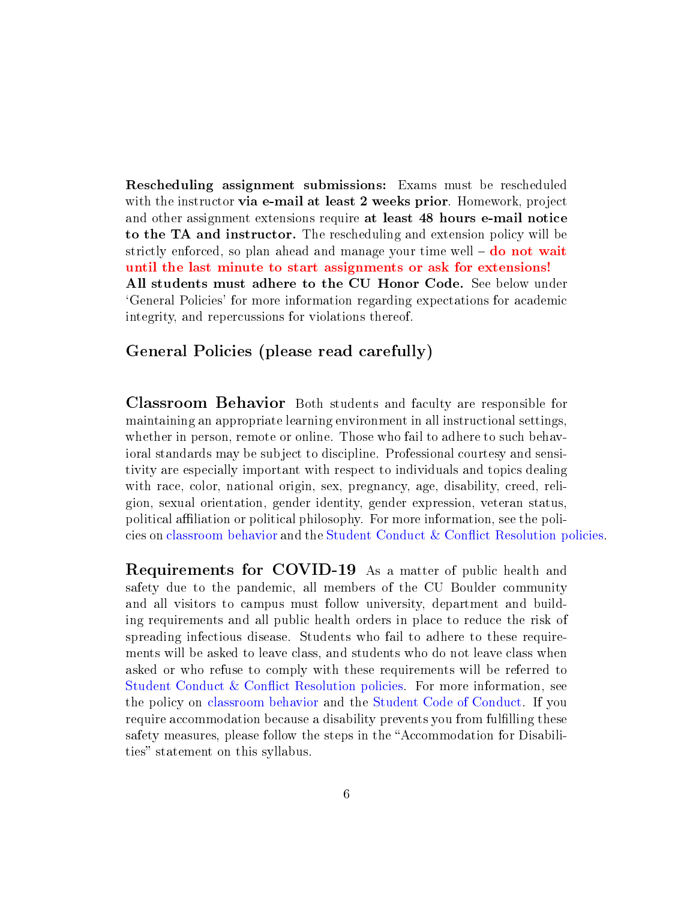**Rescheduling assignment submissions:** Exams must be rescheduled with the instructor **via e-mail at least 2 weeks prior**. Homework, project and other assignment extensions require **at least 48 hours e-mail notice to the TA and instructor.** The rescheduling and extension policy will be strictly enforced, so plan ahead and manage your time well – **do not wait until the last minute to start assignments or ask for extensions!**
**All students must adhere to the CU Honor Code.** See below under 'General Policies' for more information regarding expectations for academic integrity, and repercussions for violations thereof.

## General Policies (please read carefully)

**Classroom Behavior** Both students and faculty are responsible for maintaining an appropriate learning environment in all instructional settings, whether in person, remote or online. Those who fail to adhere to such behavioral standards may be subject to discipline. Professional courtesy and sensitivity are especially important with respect to individuals and topics dealing with race, color, national origin, sex, pregnancy, age, disability, creed, religion, sexual orientation, gender identity, gender expression, veteran status, political affiliation or political philosophy. For more information, see the policies on classroom behavior and the Student Conduct & Conflict Resolution policies.

**Requirements for COVID-19** As a matter of public health and safety due to the pandemic, all members of the CU Boulder community and all visitors to campus must follow university, department and building requirements and all public health orders in place to reduce the risk of spreading infectious disease. Students who fail to adhere to these requirements will be asked to leave class, and students who do not leave class when asked or who refuse to comply with these requirements will be referred to Student Conduct & Conflict Resolution policies. For more information, see the policy on classroom behavior and the Student Code of Conduct. If you require accommodation because a disability prevents you from fulfilling these safety measures, please follow the steps in the "Accommodation for Disabilities" statement on this syllabus.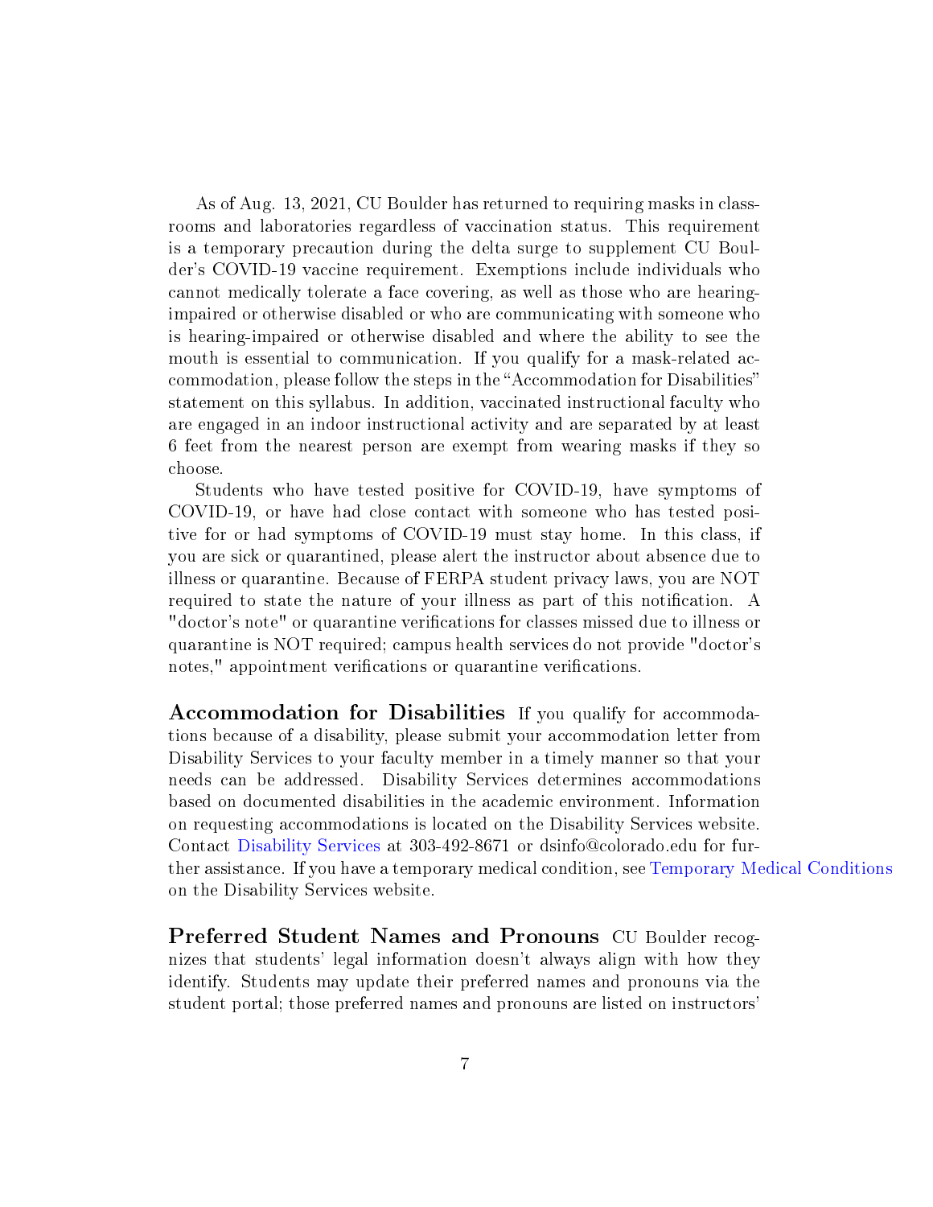As of Aug. 13, 2021, CU Boulder has returned to requiring masks in classrooms and laboratories regardless of vaccination status. This requirement is a temporary precaution during the delta surge to supplement CU Boulder's COVID-19 vaccine requirement. Exemptions include individuals who cannot medically tolerate a face covering, as well as those who are hearing-impaired or otherwise disabled or who are communicating with someone who is hearing-impaired or otherwise disabled and where the ability to see the mouth is essential to communication. If you qualify for a mask-related accommodation, please follow the steps in the "Accommodation for Disabilities" statement on this syllabus. In addition, vaccinated instructional faculty who are engaged in an indoor instructional activity and are separated by at least 6 feet from the nearest person are exempt from wearing masks if they so choose.

Students who have tested positive for COVID-19, have symptoms of COVID-19, or have had close contact with someone who has tested positive for or had symptoms of COVID-19 must stay home. In this class, if you are sick or quarantined, please alert the instructor about absence due to illness or quarantine. Because of FERPA student privacy laws, you are NOT required to state the nature of your illness as part of this notification. A "doctor's note" or quarantine verifications for classes missed due to illness or quarantine is NOT required; campus health services do not provide "doctor's notes," appointment verifications or quarantine verifications.

**Accommodation for Disabilities** If you qualify for accommodations because of a disability, please submit your accommodation letter from Disability Services to your faculty member in a timely manner so that your needs can be addressed. Disability Services determines accommodations based on documented disabilities in the academic environment. Information on requesting accommodations is located on the Disability Services website. Contact Disability Services at 303-492-8671 or dsinfo@colorado.edu for further assistance. If you have a temporary medical condition, see Temporary Medical Conditions on the Disability Services website.

**Preferred Student Names and Pronouns** CU Boulder recognizes that students' legal information doesn't always align with how they identify. Students may update their preferred names and pronouns via the student portal; those preferred names and pronouns are listed on instructors'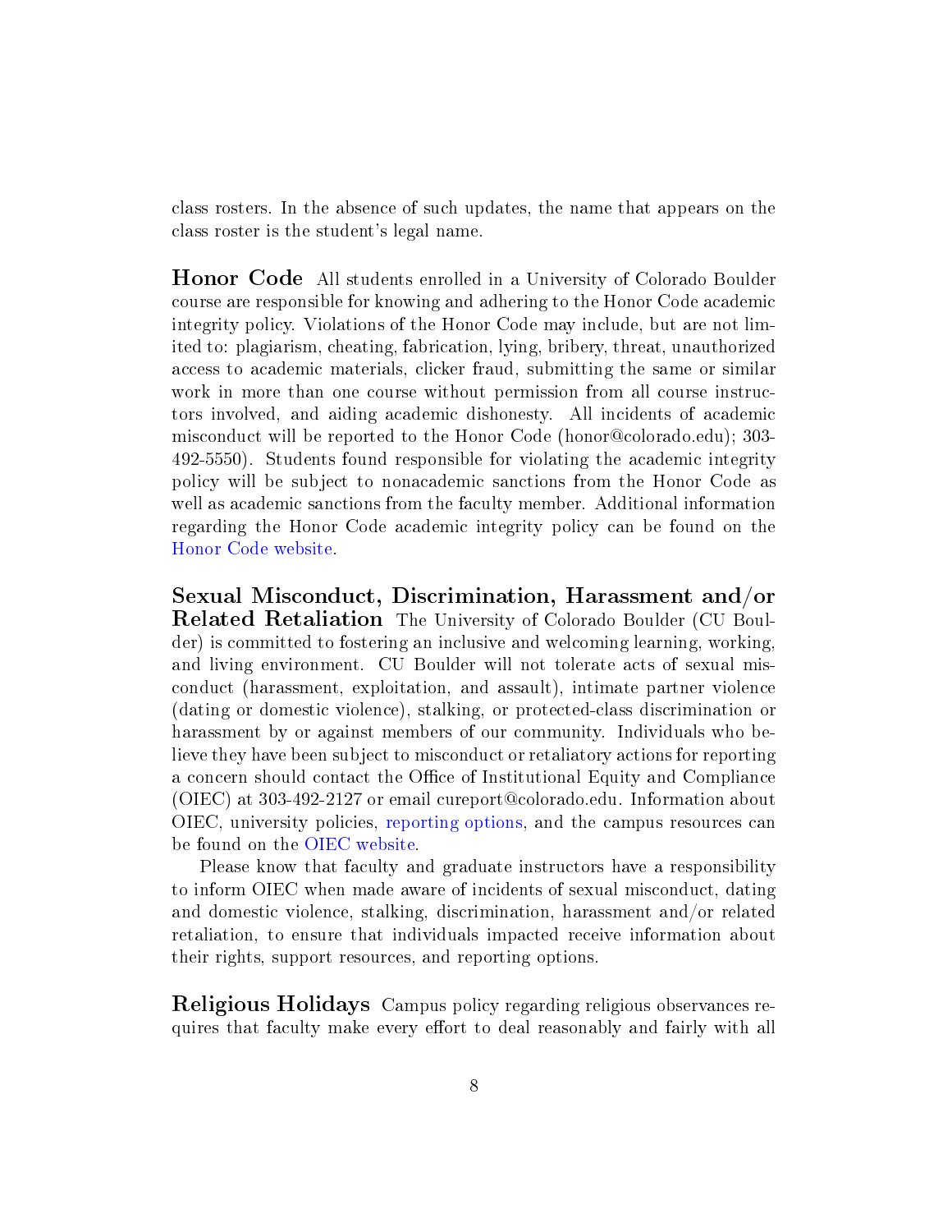class rosters. In the absence of such updates, the name that appears on the class roster is the student's legal name.

**Honor Code** All students enrolled in a University of Colorado Boulder course are responsible for knowing and adhering to the Honor Code academic integrity policy. Violations of the Honor Code may include, but are not limited to: plagiarism, cheating, fabrication, lying, bribery, threat, unauthorized access to academic materials, clicker fraud, submitting the same or similar work in more than one course without permission from all course instructors involved, and aiding academic dishonesty. All incidents of academic misconduct will be reported to the Honor Code (honor@colorado.edu); 303-492-5550). Students found responsible for violating the academic integrity policy will be subject to nonacademic sanctions from the Honor Code as well as academic sanctions from the faculty member. Additional information regarding the Honor Code academic integrity policy can be found on the Honor Code website.

**Sexual Misconduct, Discrimination, Harassment and/or Related Retaliation** The University of Colorado Boulder (CU Boulder) is committed to fostering an inclusive and welcoming learning, working, and living environment. CU Boulder will not tolerate acts of sexual misconduct (harassment, exploitation, and assault), intimate partner violence (dating or domestic violence), stalking, or protected-class discrimination or harassment by or against members of our community. Individuals who believe they have been subject to misconduct or retaliatory actions for reporting a concern should contact the Office of Institutional Equity and Compliance (OIEC) at 303-492-2127 or email cureport@colorado.edu. Information about OIEC, university policies, reporting options, and the campus resources can be found on the OIEC website.

Please know that faculty and graduate instructors have a responsibility to inform OIEC when made aware of incidents of sexual misconduct, dating and domestic violence, stalking, discrimination, harassment and/or related retaliation, to ensure that individuals impacted receive information about their rights, support resources, and reporting options.

**Religious Holidays** Campus policy regarding religious observances requires that faculty make every effort to deal reasonably and fairly with all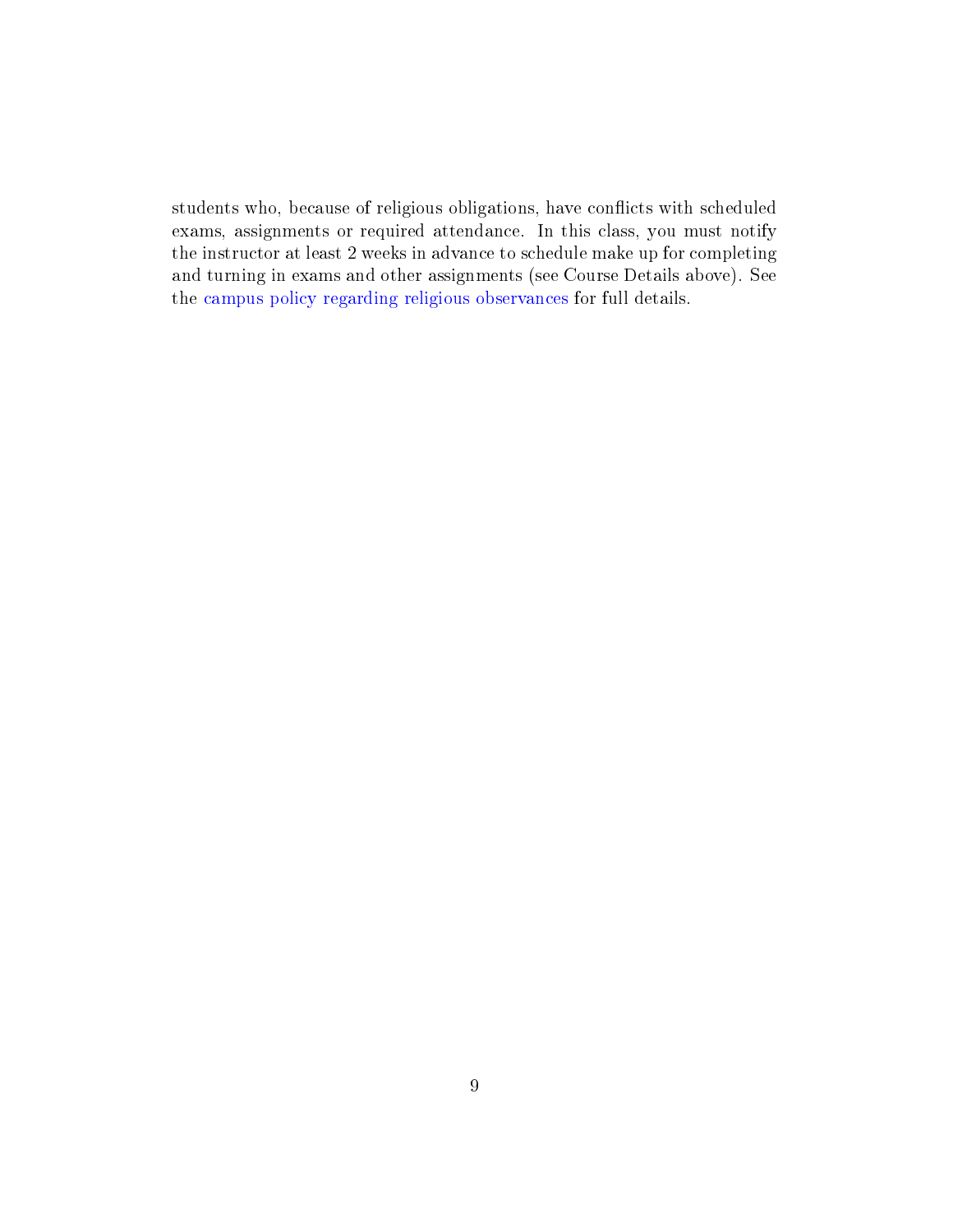students who, because of religious obligations, have conflicts with scheduled exams, assignments or required attendance. In this class, you must notify the instructor at least 2 weeks in advance to schedule make up for completing and turning in exams and other assignments (see Course Details above). See the campus policy regarding religious observances for full details.